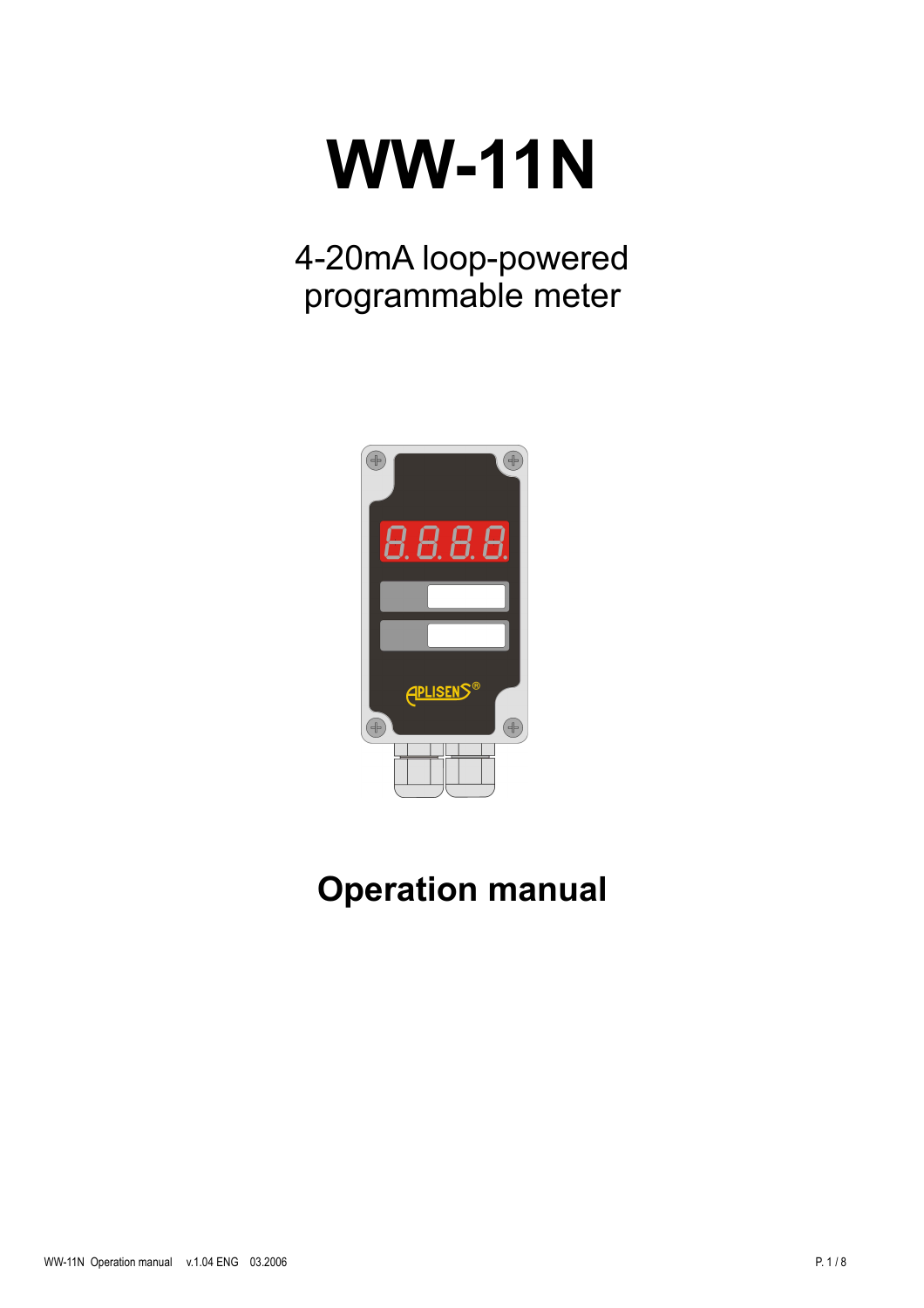# WW-11N

4-20mA loop-powered programmable meter

## Operation manual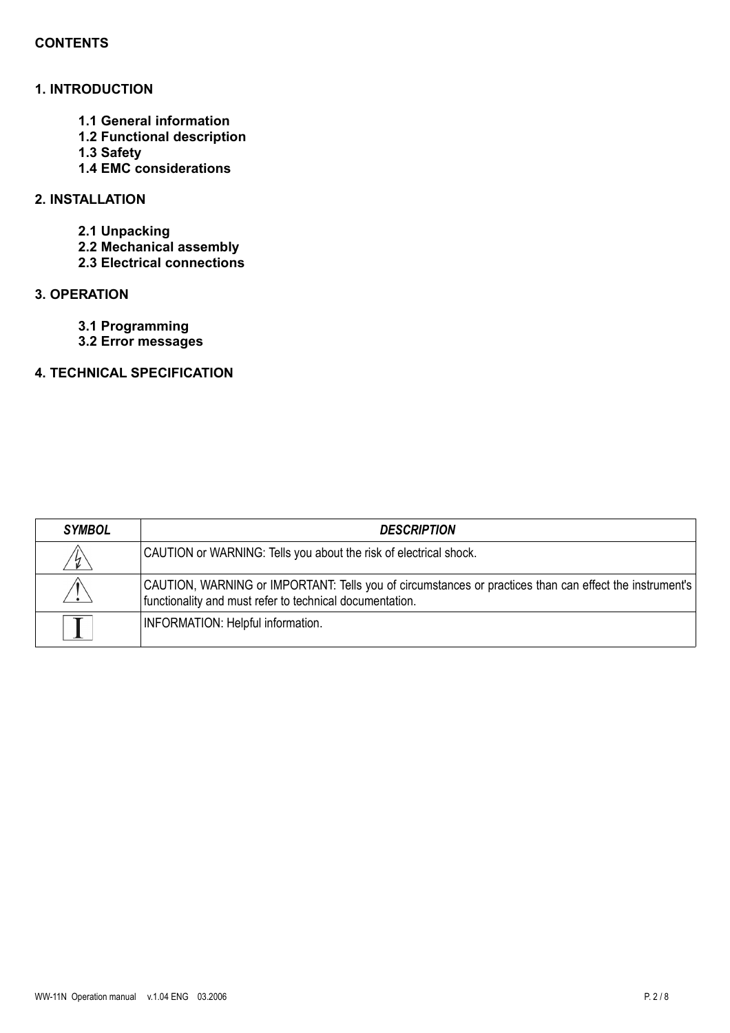**CONTENTS**

**1. INTRODUCTION**

- **1.1 General information**
- **1.2 Functional description**
- **1.3 Safety**
- **1.4 EMC considerations**

**2. INSTALLATION**

- **2.1 Unpacking**
- **2.2 Mechanical assembly**
- **2.3 Electrical connections**

**3. OPERATION**

- **3.1 Programming**
- **3.2 Error messages**

**4. TECHNICAL SPECIFICATION**

| *SYMBOL* | *DESCRIPTION* |
|---|---|
| ⚡ | CAUTION or WARNING: Tells you about the risk of electrical shock. |
| ⚠ | CAUTION, WARNING or IMPORTANT: Tells you of circumstances or practices than can effect the instrument's functionality and must refer to technical documentation. |
| I | INFORMATION: Helpful information. |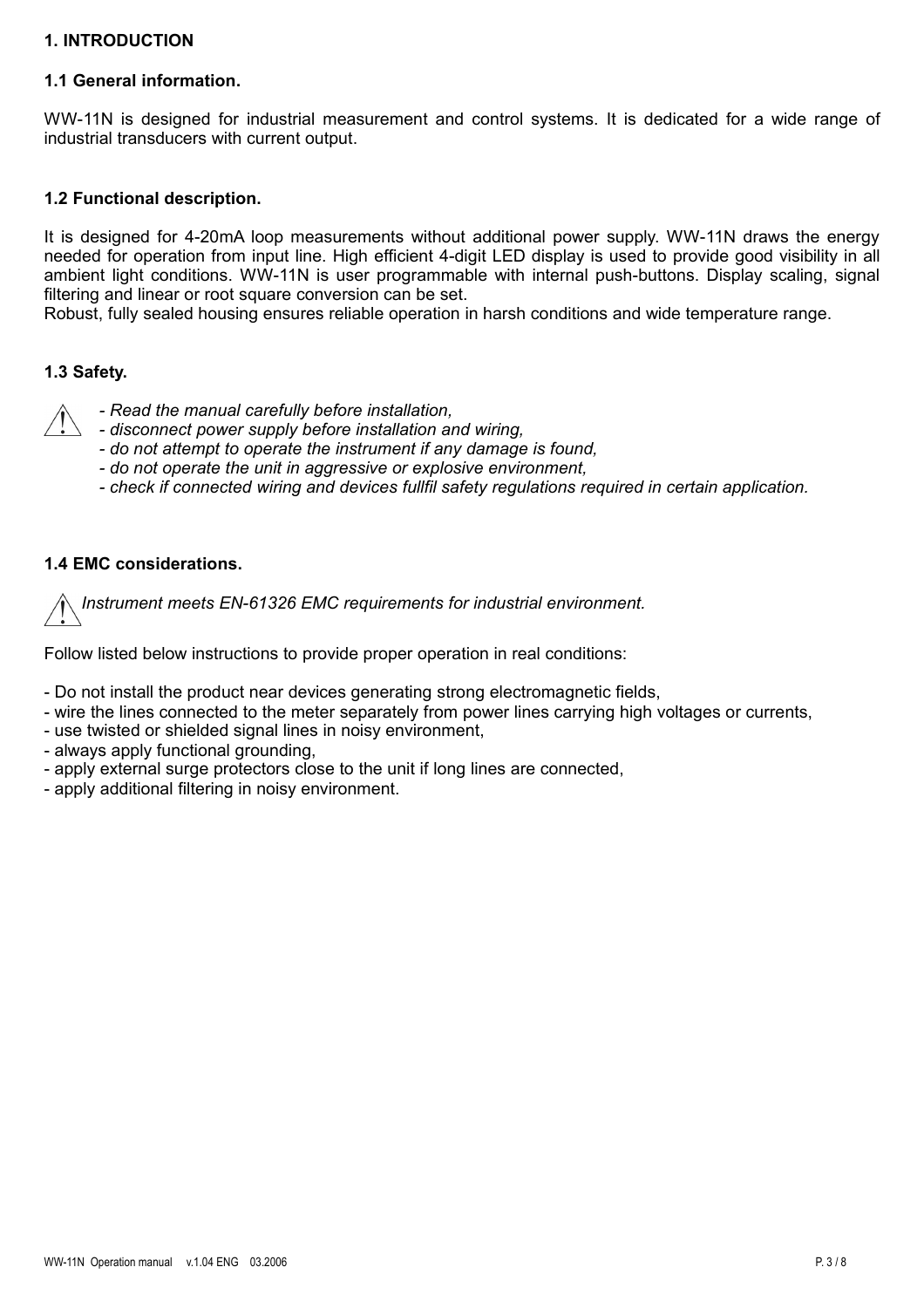# 1. INTRODUCTION

## 1.1 General information.

WW-11N is designed for industrial measurement and control systems. It is dedicated for a wide range of industrial transducers with current output.

## 1.2 Functional description.

It is designed for 4-20mA loop measurements without additional power supply. WW-11N draws the energy needed for operation from input line. High efficient 4-digit LED display is used to provide good visibility in all ambient light conditions. WW-11N is user programmable with internal push-buttons. Display scaling, signal filtering and linear or root square conversion can be set.
Robust, fully sealed housing ensures reliable operation in harsh conditions and wide temperature range.

## 1.3 Safety.

⚠ *- Read the manual carefully before installation,*
*- disconnect power supply before installation and wiring,*
*- do not attempt to operate the instrument if any damage is found,*
*- do not operate the unit in aggressive or explosive environment,*
*- check if connected wiring and devices fullfil safety regulations required in certain application.*

## 1.4 EMC considerations.

⚠ *Instrument meets EN-61326 EMC requirements for industrial environment.*

Follow listed below instructions to provide proper operation in real conditions:

- Do not install the product near devices generating strong electromagnetic fields,
- wire the lines connected to the meter separately from power lines carrying high voltages or currents,
- use twisted or shielded signal lines in noisy environment,
- always apply functional grounding,
- apply external surge protectors close to the unit if long lines are connected,
- apply additional filtering in noisy environment.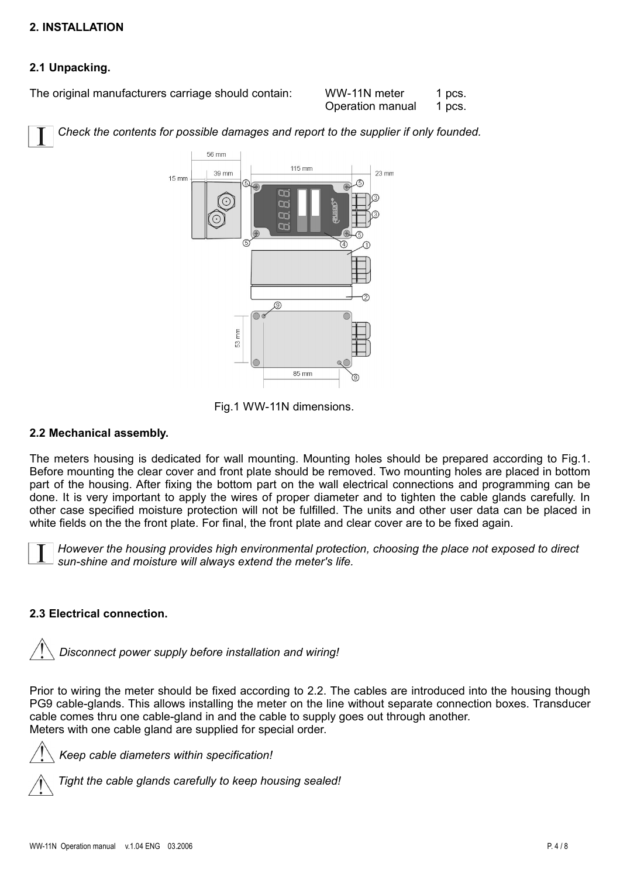## 2. INSTALLATION

### 2.1 Unpacking.

The original manufacturers carriage should contain: WW-11N meter 1 pcs.
Operation manual 1 pcs.

*Check the contents for possible damages and report to the supplier if only founded.*

Fig.1 WW-11N dimensions.

### 2.2 Mechanical assembly.

The meters housing is dedicated for wall mounting. Mounting holes should be prepared according to Fig.1. Before mounting the clear cover and front plate should be removed. Two mounting holes are placed in bottom part of the housing. After fixing the bottom part on the wall electrical connections and programming can be done. It is very important to apply the wires of proper diameter and to tighten the cable glands carefully. In other case specified moisture protection will not be fulfilled. The units and other user data can be placed in white fields on the the front plate. For final, the front plate and clear cover are to be fixed again.

*However the housing provides high environmental protection, choosing the place not exposed to direct sun-shine and moisture will always extend the meter's life.*

### 2.3 Electrical connection.

*Disconnect power supply before installation and wiring!*

Prior to wiring the meter should be fixed according to 2.2. The cables are introduced into the housing though PG9 cable-glands. This allows installing the meter on the line without separate connection boxes. Transducer cable comes thru one cable-gland in and the cable to supply goes out through another.
Meters with one cable gland are supplied for special order.

*Keep cable diameters within specification!*

*Tight the cable glands carefully to keep housing sealed!*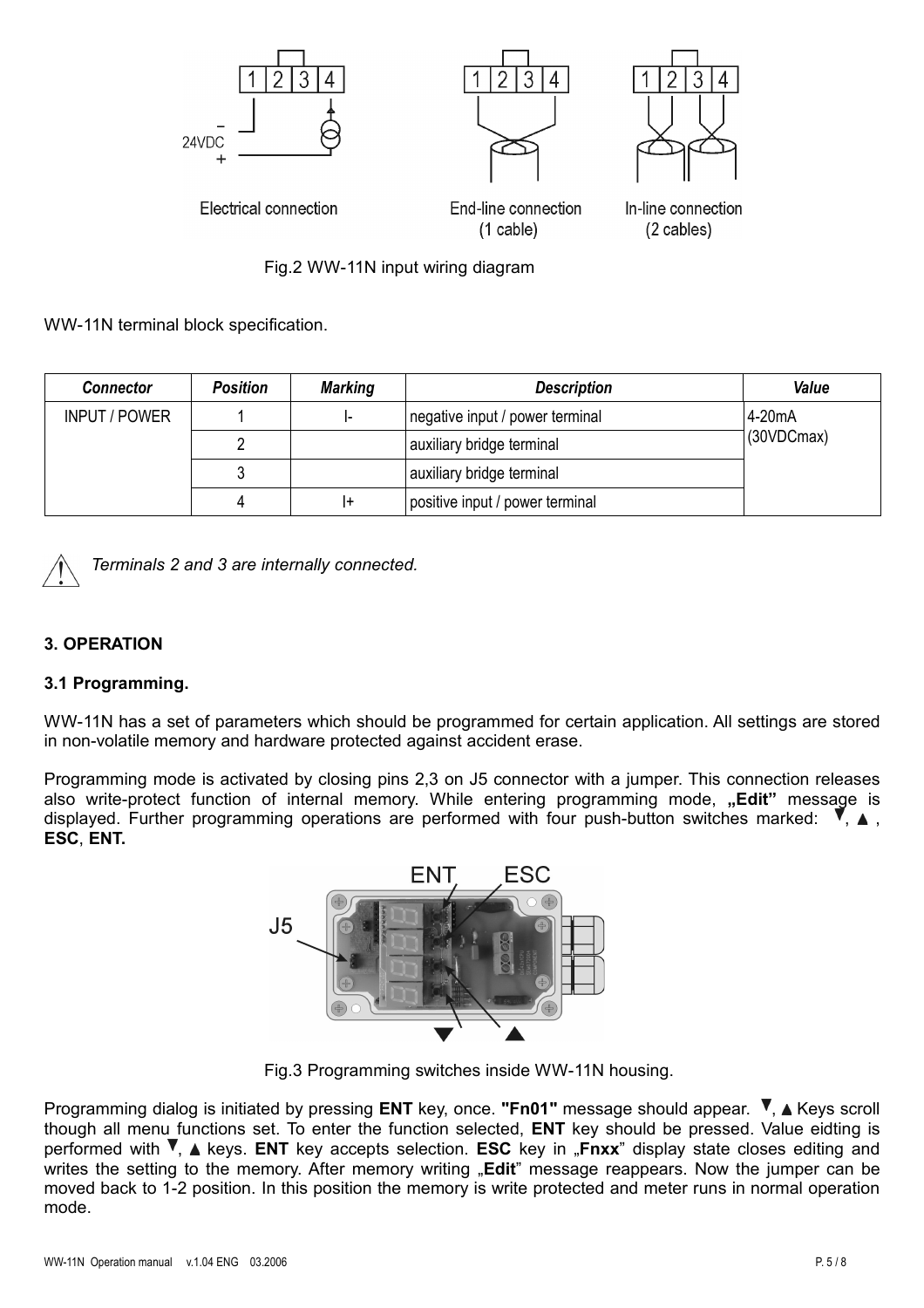Fig.2 WW-11N input wiring diagram

WW-11N terminal block specification.

| *Connector* | *Position* | *Marking* | *Description* | *Value* |
|---|---|---|---|---|
| INPUT / POWER | 1 | I- | negative input / power terminal | 4-20mA (30VDCmax) |
| | 2 | | auxiliary bridge terminal | |
| | 3 | | auxiliary bridge terminal | |
| | 4 | I+ | positive input / power terminal | |

*Terminals 2 and 3 are internally connected.*

## 3. OPERATION

### 3.1 Programming.

WW-11N has a set of parameters which should be programmed for certain application. All settings are stored in non-volatile memory and hardware protected against accident erase.

Programming mode is activated by closing pins 2,3 on J5 connector with a jumper. This connection releases also write-protect function of internal memory. While entering programming mode, **„Edit”** message is displayed. Further programming operations are performed with four push-button switches marked: ▼, ▲ , **ESC**, **ENT.**

Fig.3 Programming switches inside WW-11N housing.

Programming dialog is initiated by pressing **ENT** key, once. **"Fn01"** message should appear. ▼, ▲ Keys scroll though all menu functions set. To enter the function selected, **ENT** key should be pressed. Value eidting is performed with ▼, ▲ keys. **ENT** key accepts selection. **ESC** key in „**Fnxx**” display state closes editing and writes the setting to the memory. After memory writing „**Edit**” message reappears. Now the jumper can be moved back to 1-2 position. In this position the memory is write protected and meter runs in normal operation mode.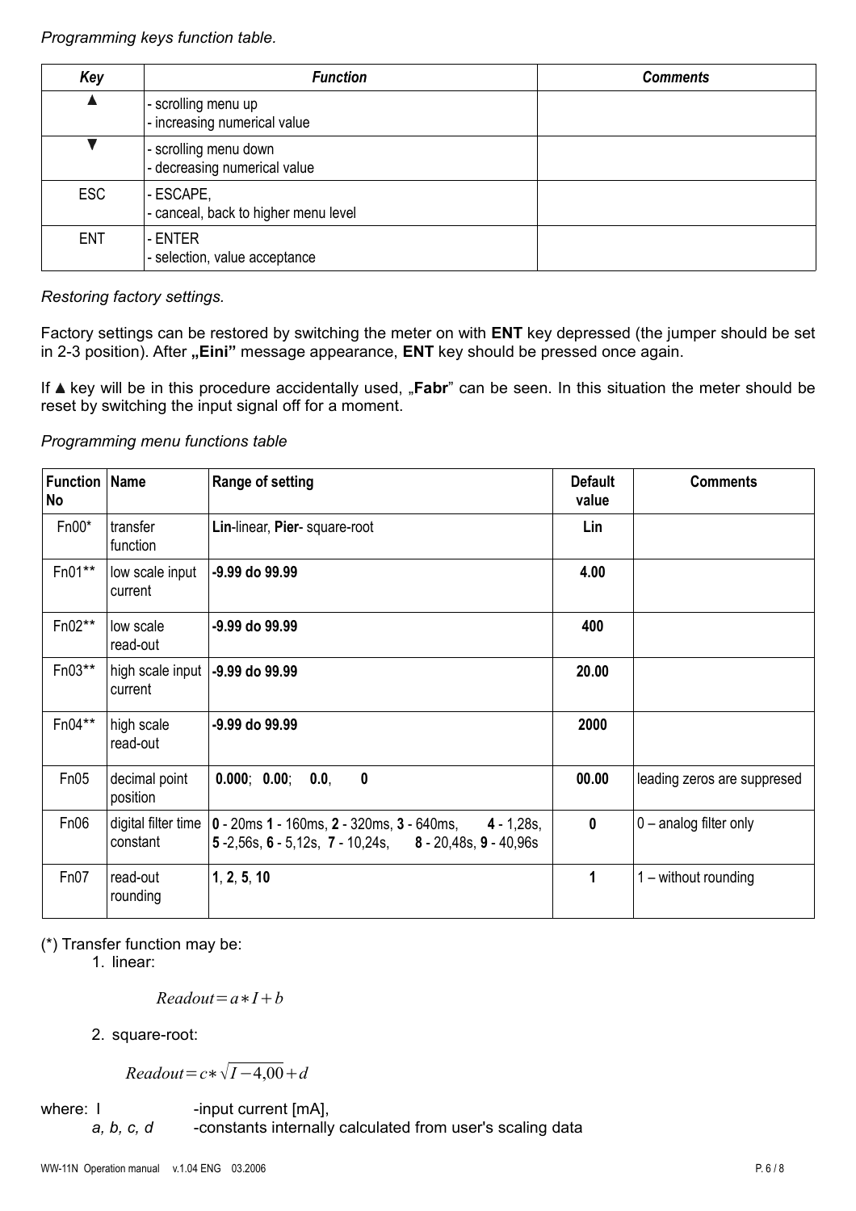*Programming keys function table.*

| *Key* | *Function* | *Comments* |
|---|---|---|
| ▲ | - scrolling menu up<br>- increasing numerical value | |
| ▼ | - scrolling menu down<br>- decreasing numerical value | |
| ESC | - ESCAPE,<br>- canceal, back to higher menu level | |
| ENT | - ENTER<br>- selection, value acceptance | |

*Restoring factory settings.*

Factory settings can be restored by switching the meter on with **ENT** key depressed (the jumper should be set in 2-3 position). After **„Eini"** message appearance, **ENT** key should be pressed once again.

If ▲ key will be in this procedure accidentally used, „**Fabr**" can be seen. In this situation the meter should be reset by switching the input signal off for a moment.

*Programming menu functions table*

| **Function No** | **Name** | **Range of setting** | **Default value** | **Comments** |
|---|---|---|---|---|
| Fn00* | transfer function | **Lin**-linear, **Pier**- square-root | **Lin** | |
| Fn01** | low scale input current | **-9.99 do 99.99** | **4.00** | |
| Fn02** | low scale read-out | **-9.99 do 99.99** | **400** | |
| Fn03** | high scale input current | **-9.99 do 99.99** | **20.00** | |
| Fn04** | high scale read-out | **-9.99 do 99.99** | **2000** | |
| Fn05 | decimal point position | **0.000**; **0.00**; **0.0**, **0** | **00.00** | leading zeros are suppresed |
| Fn06 | digital filter time constant | **0** - 20ms **1** - 160ms, **2** - 320ms, **3** - 640ms, **4** - 1,28s, **5** -2,56s, **6** - 5,12s, **7** - 10,24s, **8** - 20,48s, **9** - 40,96s | **0** | 0 – analog filter only |
| Fn07 | read-out rounding | **1**, **2**, **5**, **10** | **1** | 1 – without rounding |

(*) Transfer function may be:

1. linear:

$$Readout = a * I + b$$

2. square-root:

$$Readout = c * \sqrt{I - 4{,}00} + d$$

where: I -input current [mA],
*a, b, c, d* -constants internally calculated from user's scaling data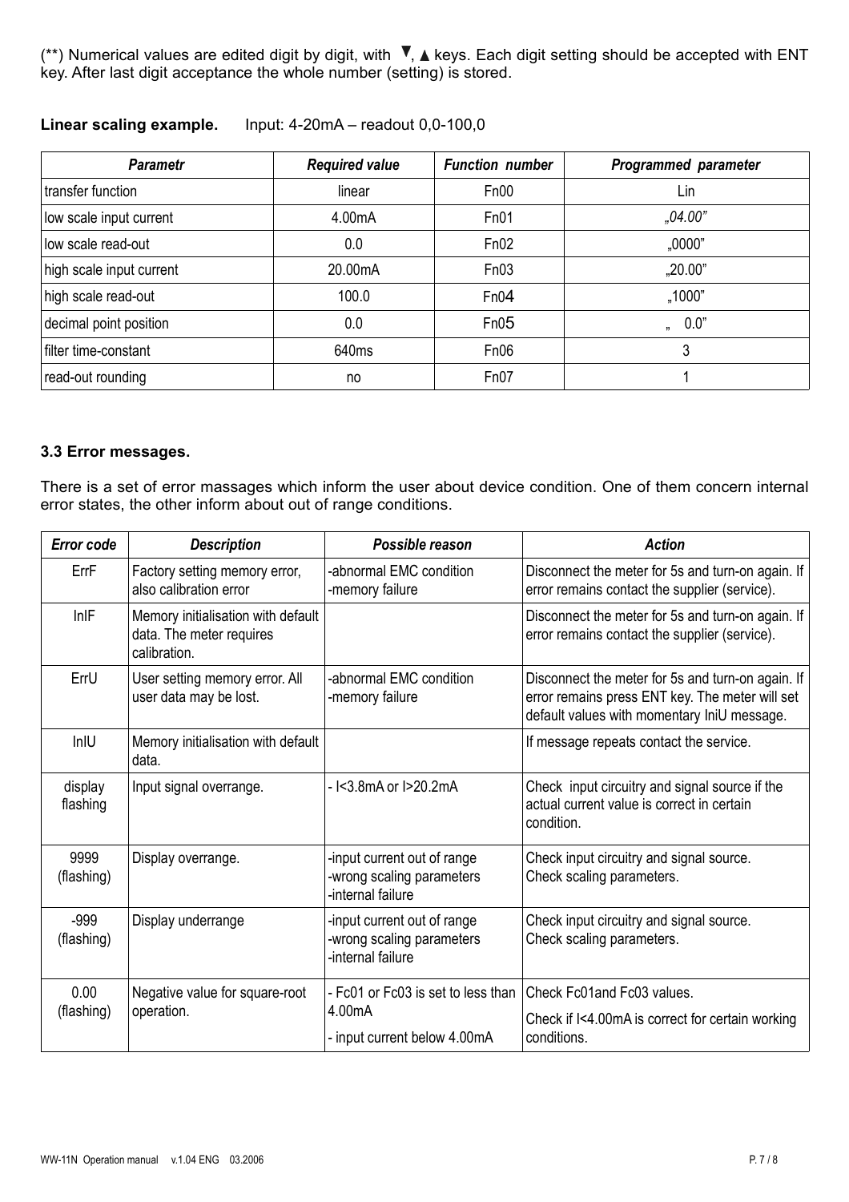(**) Numerical values are edited digit by digit, with ▼, ▲ keys. Each digit setting should be accepted with ENT key. After last digit acceptance the whole number (setting) is stored.

**Linear scaling example.** Input: 4-20mA – readout 0,0-100,0

| *Parametr* | *Required value* | *Function number* | *Programmed parameter* |
|---|---|---|---|
| transfer function | linear | Fn00 | Lin |
| low scale input current | 4.00mA | Fn01 | *„04.00"* |
| low scale read-out | 0.0 | Fn02 | „0000" |
| high scale input current | 20.00mA | Fn03 | „20.00" |
| high scale read-out | 100.0 | Fn04 | „1000" |
| decimal point position | 0.0 | Fn05 | „ 0.0" |
| filter time-constant | 640ms | Fn06 | 3 |
| read-out rounding | no | Fn07 | 1 |

### 3.3 Error messages.

There is a set of error massages which inform the user about device condition. One of them concern internal error states, the other inform about out of range conditions.

| *Error code* | *Description* | *Possible reason* | *Action* |
|---|---|---|---|
| ErrF | Factory setting memory error, also calibration error | -abnormal EMC condition<br>-memory failure | Disconnect the meter for 5s and turn-on again. If error remains contact the supplier (service). |
| InIF | Memory initialisation with default data. The meter requires calibration. | | Disconnect the meter for 5s and turn-on again. If error remains contact the supplier (service). |
| ErrU | User setting memory error. All user data may be lost. | -abnormal EMC condition<br>-memory failure | Disconnect the meter for 5s and turn-on again. If error remains press ENT key. The meter will set default values with momentary IniU message. |
| InIU | Memory initialisation with default data. | | If message repeats contact the service. |
| display flashing | Input signal overrange. | - I<3.8mA or I>20.2mA | Check input circuitry and signal source if the actual current value is correct in certain condition. |
| 9999 (flashing) | Display overrange. | -input current out of range<br>-wrong scaling parameters<br>-internal failure | Check input circuitry and signal source.<br>Check scaling parameters. |
| -999 (flashing) | Display underrange | -input current out of range<br>-wrong scaling parameters<br>-internal failure | Check input circuitry and signal source.<br>Check scaling parameters. |
| 0.00 (flashing) | Negative value for square-root operation. | - Fc01 or Fc03 is set to less than 4.00mA<br>- input current below 4.00mA | Check Fc01and Fc03 values.<br>Check if I<4.00mA is correct for certain working conditions. |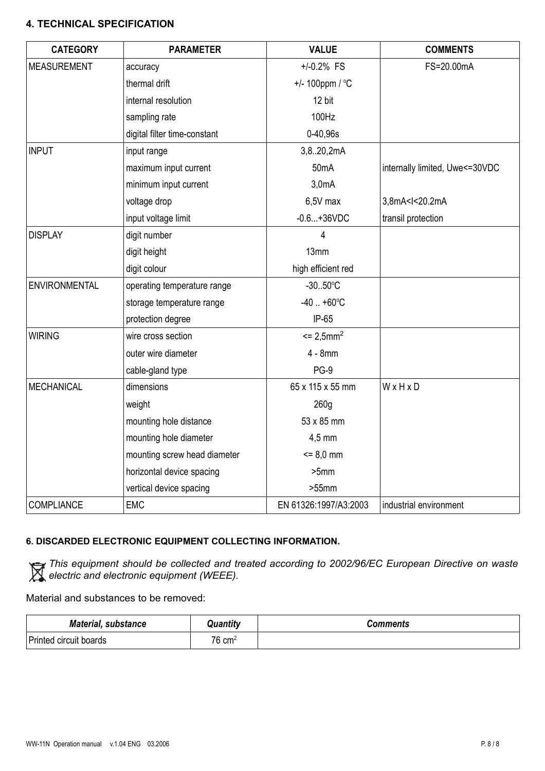## 4. TECHNICAL SPECIFICATION

| CATEGORY | PARAMETER | VALUE | COMMENTS |
|---|---|---|---|
| MEASUREMENT | accuracy | +/-0.2% FS | FS=20.00mA |
| | thermal drift | +/- 100ppm / °C | |
| | internal resolution | 12 bit | |
| | sampling rate | 100Hz | |
| | digital filter time-constant | 0-40,96s | |
| INPUT | input range | 3,8..20,2mA | |
| | maximum input current | 50mA | internally limited, Uwe<=30VDC |
| | minimum input current | 3,0mA | |
| | voltage drop | 6,5V max | 3,8mA<I<20.2mA |
| | input voltage limit | -0.6...+36VDC | transil protection |
| DISPLAY | digit number | 4 | |
| | digit height | 13mm | |
| | digit colour | high efficient red | |
| ENVIRONMENTAL | operating temperature range | -30..50°C | |
| | storage temperature range | -40 .. +60°C | |
| | protection degree | IP-65 | |
| WIRING | wire cross section | <= 2,5mm$^2$ | |
| | outer wire diameter | 4 - 8mm | |
| | cable-gland type | PG-9 | |
| MECHANICAL | dimensions | 65 x 115 x 55 mm | W x H x D |
| | weight | 260g | |
| | mounting hole distance | 53 x 85 mm | |
| | mounting hole diameter | 4,5 mm | |
| | mounting screw head diameter | <= 8,0 mm | |
| | horizontal device spacing | >5mm | |
| | vertical device spacing | >55mm | |
| COMPLIANCE | EMC | EN 61326:1997/A3:2003 | industrial environment |

## 6. DISCARDED ELECTRONIC EQUIPMENT COLLECTING INFORMATION.

*This equipment should be collected and treated according to 2002/96/EC European Directive on waste electric and electronic equipment (WEEE).*

Material and substances to be removed:

| *Material, substance* | *Quantity* | *Comments* |
|---|---|---|
| Printed circuit boards | 76 cm$^2$ | |